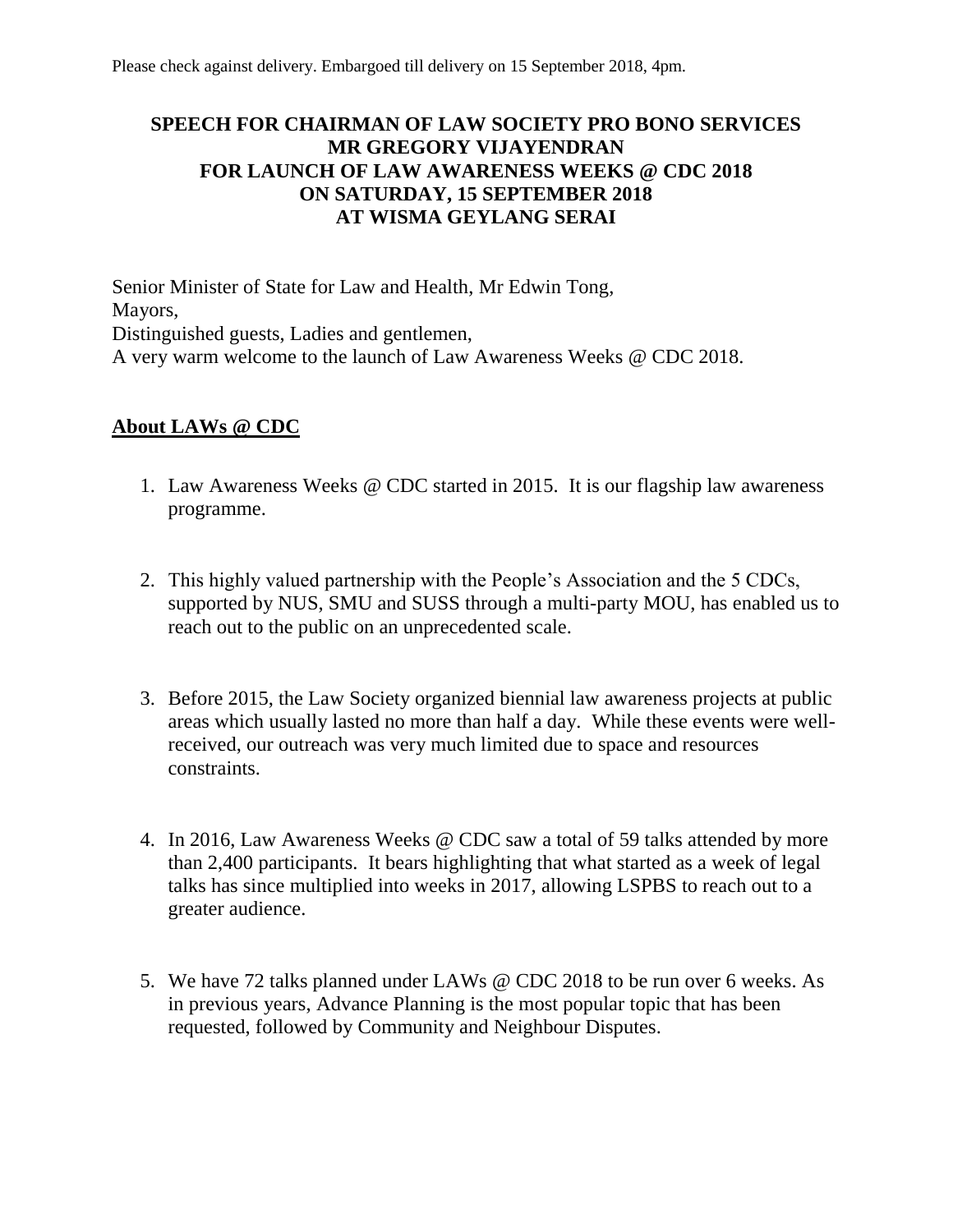Please check against delivery. Embargoed till delivery on 15 September 2018, 4pm.

**SPEECH FOR CHAIRMAN OF LAW SOCIETY PRO BONO SERVICES**
**MR GREGORY VIJAYENDRAN**
**FOR LAUNCH OF LAW AWARENESS WEEKS @ CDC 2018**
**ON SATURDAY, 15 SEPTEMBER 2018**
**AT WISMA GEYLANG SERAI**

Senior Minister of State for Law and Health, Mr Edwin Tong,
Mayors,
Distinguished guests, Ladies and gentlemen,
A very warm welcome to the launch of Law Awareness Weeks @ CDC 2018.

## About LAWs @ CDC

1. Law Awareness Weeks @ CDC started in 2015. It is our flagship law awareness programme.

2. This highly valued partnership with the People's Association and the 5 CDCs, supported by NUS, SMU and SUSS through a multi-party MOU, has enabled us to reach out to the public on an unprecedented scale.

3. Before 2015, the Law Society organized biennial law awareness projects at public areas which usually lasted no more than half a day. While these events were well-received, our outreach was very much limited due to space and resources constraints.

4. In 2016, Law Awareness Weeks @ CDC saw a total of 59 talks attended by more than 2,400 participants. It bears highlighting that what started as a week of legal talks has since multiplied into weeks in 2017, allowing LSPBS to reach out to a greater audience.

5. We have 72 talks planned under LAWs @ CDC 2018 to be run over 6 weeks. As in previous years, Advance Planning is the most popular topic that has been requested, followed by Community and Neighbour Disputes.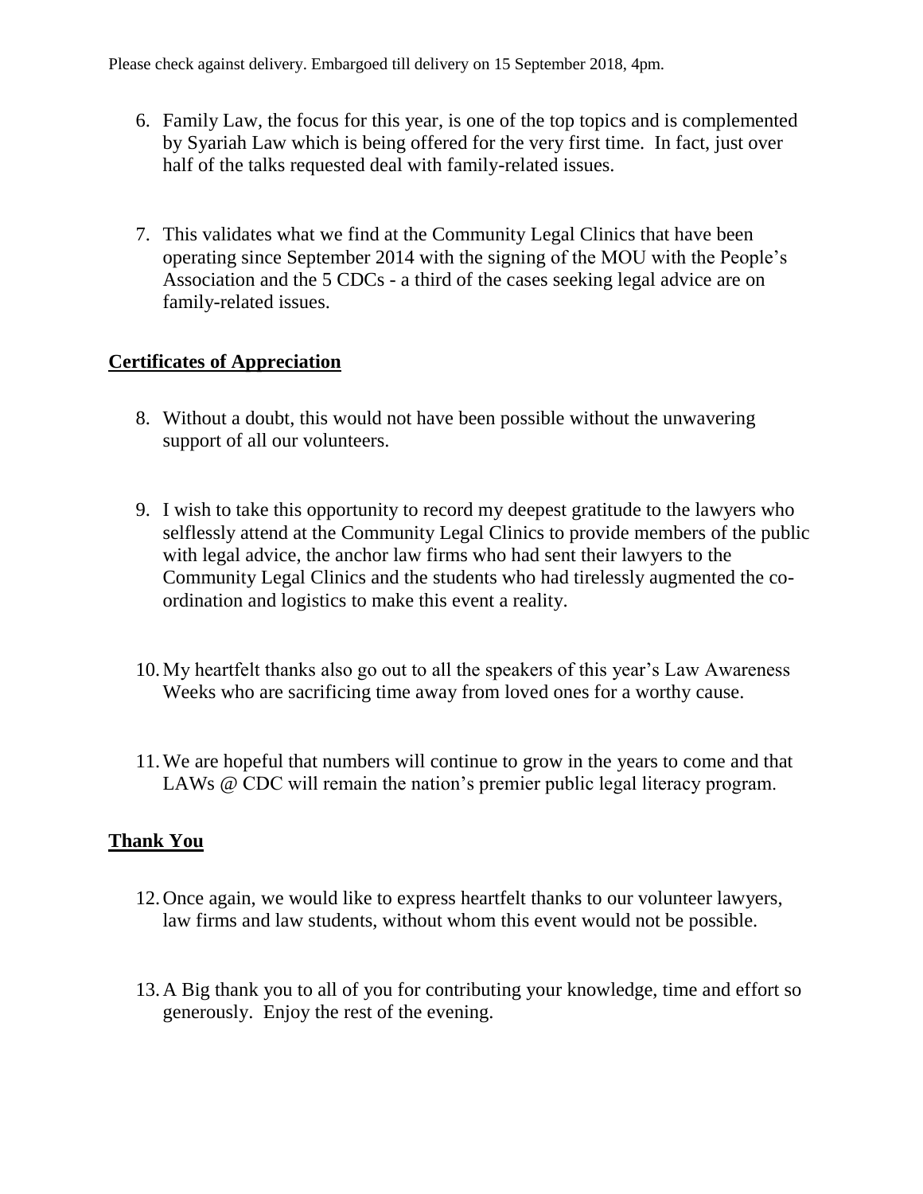Please check against delivery. Embargoed till delivery on 15 September 2018, 4pm.

6. Family Law, the focus for this year, is one of the top topics and is complemented by Syariah Law which is being offered for the very first time. In fact, just over half of the talks requested deal with family-related issues.

7. This validates what we find at the Community Legal Clinics that have been operating since September 2014 with the signing of the MOU with the People's Association and the 5 CDCs - a third of the cases seeking legal advice are on family-related issues.

## Certificates of Appreciation

8. Without a doubt, this would not have been possible without the unwavering support of all our volunteers.

9. I wish to take this opportunity to record my deepest gratitude to the lawyers who selflessly attend at the Community Legal Clinics to provide members of the public with legal advice, the anchor law firms who had sent their lawyers to the Community Legal Clinics and the students who had tirelessly augmented the co-ordination and logistics to make this event a reality.

10. My heartfelt thanks also go out to all the speakers of this year's Law Awareness Weeks who are sacrificing time away from loved ones for a worthy cause.

11. We are hopeful that numbers will continue to grow in the years to come and that LAWs @ CDC will remain the nation's premier public legal literacy program.

## Thank You

12. Once again, we would like to express heartfelt thanks to our volunteer lawyers, law firms and law students, without whom this event would not be possible.

13. A Big thank you to all of you for contributing your knowledge, time and effort so generously. Enjoy the rest of the evening.